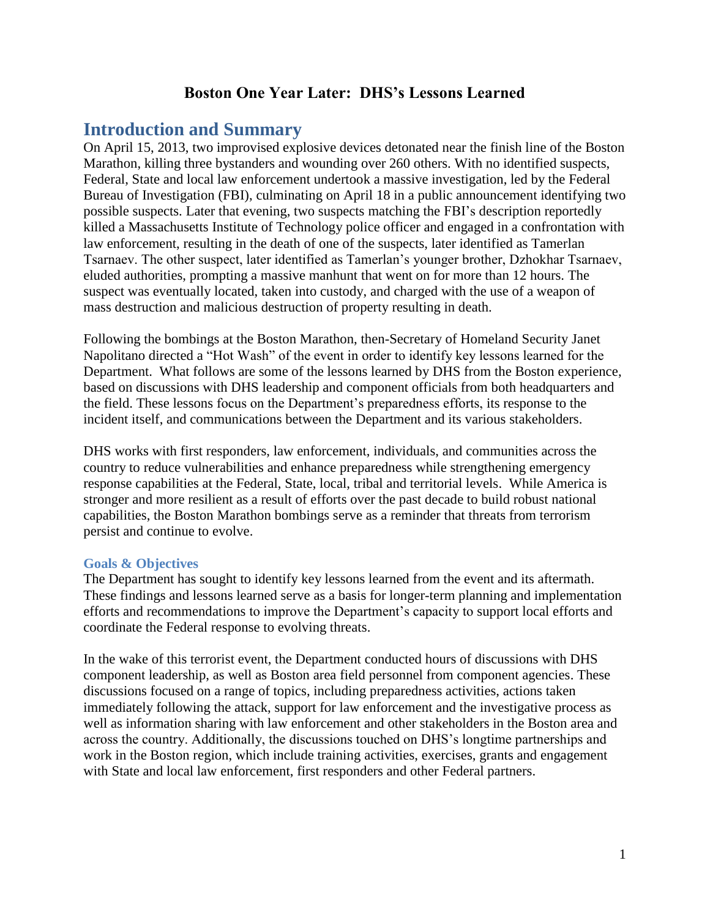# Boston One Year Later: DHS's Lessons Learned

## Introduction and Summary

On April 15, 2013, two improvised explosive devices detonated near the finish line of the Boston Marathon, killing three bystanders and wounding over 260 others. With no identified suspects, Federal, State and local law enforcement undertook a massive investigation, led by the Federal Bureau of Investigation (FBI), culminating on April 18 in a public announcement identifying two possible suspects. Later that evening, two suspects matching the FBI's description reportedly killed a Massachusetts Institute of Technology police officer and engaged in a confrontation with law enforcement, resulting in the death of one of the suspects, later identified as Tamerlan Tsarnaev. The other suspect, later identified as Tamerlan's younger brother, Dzhokhar Tsarnaev, eluded authorities, prompting a massive manhunt that went on for more than 12 hours. The suspect was eventually located, taken into custody, and charged with the use of a weapon of mass destruction and malicious destruction of property resulting in death.

Following the bombings at the Boston Marathon, then-Secretary of Homeland Security Janet Napolitano directed a "Hot Wash" of the event in order to identify key lessons learned for the Department. What follows are some of the lessons learned by DHS from the Boston experience, based on discussions with DHS leadership and component officials from both headquarters and the field. These lessons focus on the Department's preparedness efforts, its response to the incident itself, and communications between the Department and its various stakeholders.

DHS works with first responders, law enforcement, individuals, and communities across the country to reduce vulnerabilities and enhance preparedness while strengthening emergency response capabilities at the Federal, State, local, tribal and territorial levels. While America is stronger and more resilient as a result of efforts over the past decade to build robust national capabilities, the Boston Marathon bombings serve as a reminder that threats from terrorism persist and continue to evolve.

### Goals & Objectives

The Department has sought to identify key lessons learned from the event and its aftermath. These findings and lessons learned serve as a basis for longer-term planning and implementation efforts and recommendations to improve the Department's capacity to support local efforts and coordinate the Federal response to evolving threats.

In the wake of this terrorist event, the Department conducted hours of discussions with DHS component leadership, as well as Boston area field personnel from component agencies. These discussions focused on a range of topics, including preparedness activities, actions taken immediately following the attack, support for law enforcement and the investigative process as well as information sharing with law enforcement and other stakeholders in the Boston area and across the country. Additionally, the discussions touched on DHS's longtime partnerships and work in the Boston region, which include training activities, exercises, grants and engagement with State and local law enforcement, first responders and other Federal partners.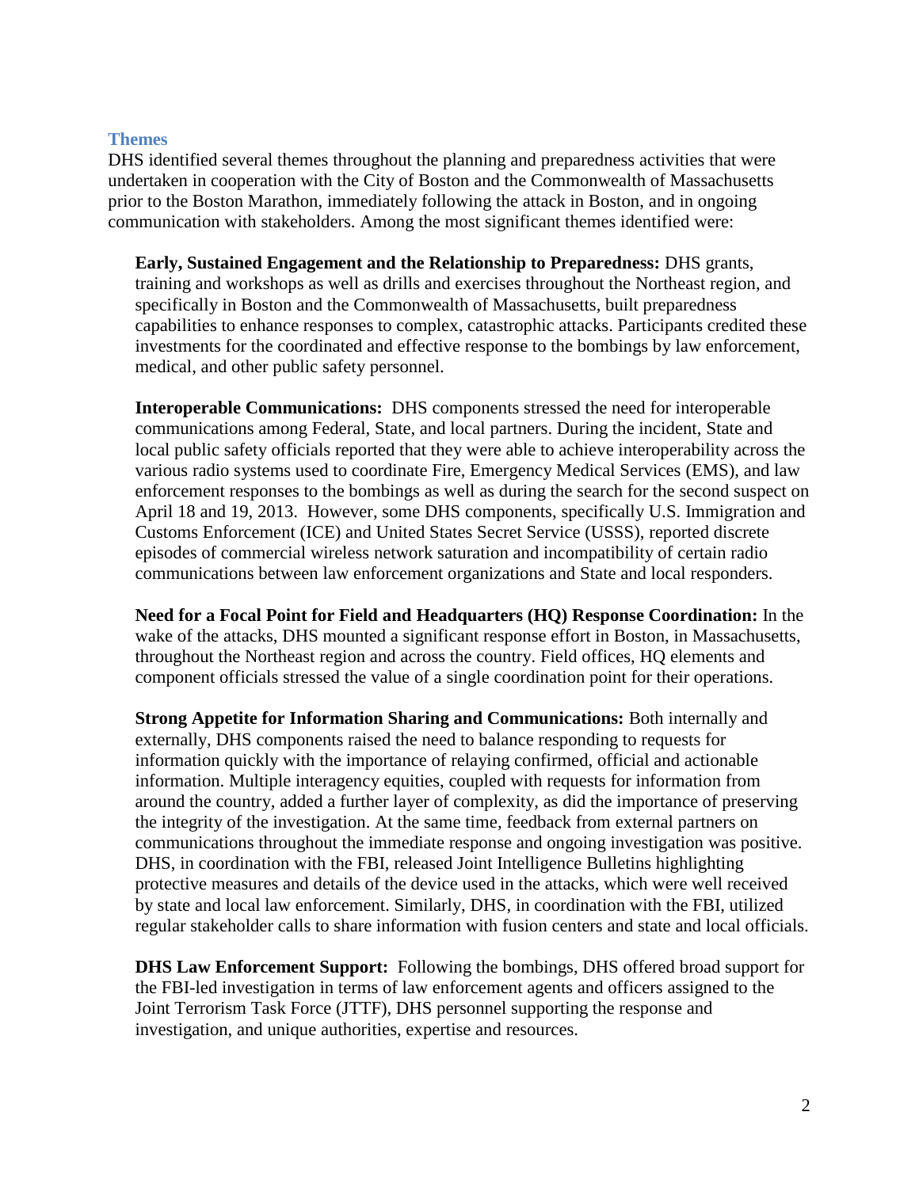## Themes

DHS identified several themes throughout the planning and preparedness activities that were undertaken in cooperation with the City of Boston and the Commonwealth of Massachusetts prior to the Boston Marathon, immediately following the attack in Boston, and in ongoing communication with stakeholders. Among the most significant themes identified were:

**Early, Sustained Engagement and the Relationship to Preparedness:** DHS grants, training and workshops as well as drills and exercises throughout the Northeast region, and specifically in Boston and the Commonwealth of Massachusetts, built preparedness capabilities to enhance responses to complex, catastrophic attacks. Participants credited these investments for the coordinated and effective response to the bombings by law enforcement, medical, and other public safety personnel.

**Interoperable Communications:** DHS components stressed the need for interoperable communications among Federal, State, and local partners. During the incident, State and local public safety officials reported that they were able to achieve interoperability across the various radio systems used to coordinate Fire, Emergency Medical Services (EMS), and law enforcement responses to the bombings as well as during the search for the second suspect on April 18 and 19, 2013. However, some DHS components, specifically U.S. Immigration and Customs Enforcement (ICE) and United States Secret Service (USSS), reported discrete episodes of commercial wireless network saturation and incompatibility of certain radio communications between law enforcement organizations and State and local responders.

**Need for a Focal Point for Field and Headquarters (HQ) Response Coordination:** In the wake of the attacks, DHS mounted a significant response effort in Boston, in Massachusetts, throughout the Northeast region and across the country. Field offices, HQ elements and component officials stressed the value of a single coordination point for their operations.

**Strong Appetite for Information Sharing and Communications:** Both internally and externally, DHS components raised the need to balance responding to requests for information quickly with the importance of relaying confirmed, official and actionable information. Multiple interagency equities, coupled with requests for information from around the country, added a further layer of complexity, as did the importance of preserving the integrity of the investigation. At the same time, feedback from external partners on communications throughout the immediate response and ongoing investigation was positive. DHS, in coordination with the FBI, released Joint Intelligence Bulletins highlighting protective measures and details of the device used in the attacks, which were well received by state and local law enforcement. Similarly, DHS, in coordination with the FBI, utilized regular stakeholder calls to share information with fusion centers and state and local officials.

**DHS Law Enforcement Support:** Following the bombings, DHS offered broad support for the FBI-led investigation in terms of law enforcement agents and officers assigned to the Joint Terrorism Task Force (JTTF), DHS personnel supporting the response and investigation, and unique authorities, expertise and resources.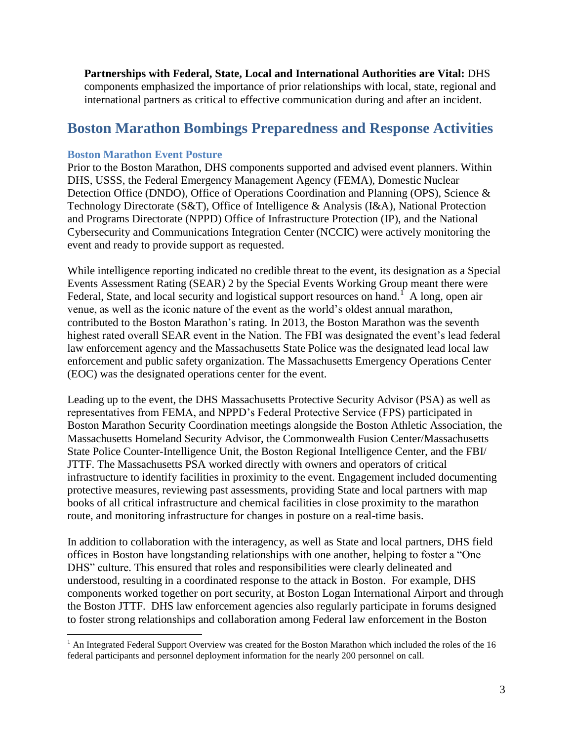**Partnerships with Federal, State, Local and International Authorities are Vital:** DHS components emphasized the importance of prior relationships with local, state, regional and international partners as critical to effective communication during and after an incident.

## Boston Marathon Bombings Preparedness and Response Activities

### Boston Marathon Event Posture

Prior to the Boston Marathon, DHS components supported and advised event planners. Within DHS, USSS, the Federal Emergency Management Agency (FEMA), Domestic Nuclear Detection Office (DNDO), Office of Operations Coordination and Planning (OPS), Science & Technology Directorate (S&T), Office of Intelligence & Analysis (I&A), National Protection and Programs Directorate (NPPD) Office of Infrastructure Protection (IP), and the National Cybersecurity and Communications Integration Center (NCCIC) were actively monitoring the event and ready to provide support as requested.

While intelligence reporting indicated no credible threat to the event, its designation as a Special Events Assessment Rating (SEAR) 2 by the Special Events Working Group meant there were Federal, State, and local security and logistical support resources on hand.[1] A long, open air venue, as well as the iconic nature of the event as the world's oldest annual marathon, contributed to the Boston Marathon's rating. In 2013, the Boston Marathon was the seventh highest rated overall SEAR event in the Nation. The FBI was designated the event's lead federal law enforcement agency and the Massachusetts State Police was the designated lead local law enforcement and public safety organization. The Massachusetts Emergency Operations Center (EOC) was the designated operations center for the event.

Leading up to the event, the DHS Massachusetts Protective Security Advisor (PSA) as well as representatives from FEMA, and NPPD's Federal Protective Service (FPS) participated in Boston Marathon Security Coordination meetings alongside the Boston Athletic Association, the Massachusetts Homeland Security Advisor, the Commonwealth Fusion Center/Massachusetts State Police Counter-Intelligence Unit, the Boston Regional Intelligence Center, and the FBI/ JTTF. The Massachusetts PSA worked directly with owners and operators of critical infrastructure to identify facilities in proximity to the event. Engagement included documenting protective measures, reviewing past assessments, providing State and local partners with map books of all critical infrastructure and chemical facilities in close proximity to the marathon route, and monitoring infrastructure for changes in posture on a real-time basis.

In addition to collaboration with the interagency, as well as State and local partners, DHS field offices in Boston have longstanding relationships with one another, helping to foster a "One DHS" culture. This ensured that roles and responsibilities were clearly delineated and understood, resulting in a coordinated response to the attack in Boston. For example, DHS components worked together on port security, at Boston Logan International Airport and through the Boston JTTF. DHS law enforcement agencies also regularly participate in forums designed to foster strong relationships and collaboration among Federal law enforcement in the Boston

[1] An Integrated Federal Support Overview was created for the Boston Marathon which included the roles of the 16 federal participants and personnel deployment information for the nearly 200 personnel on call.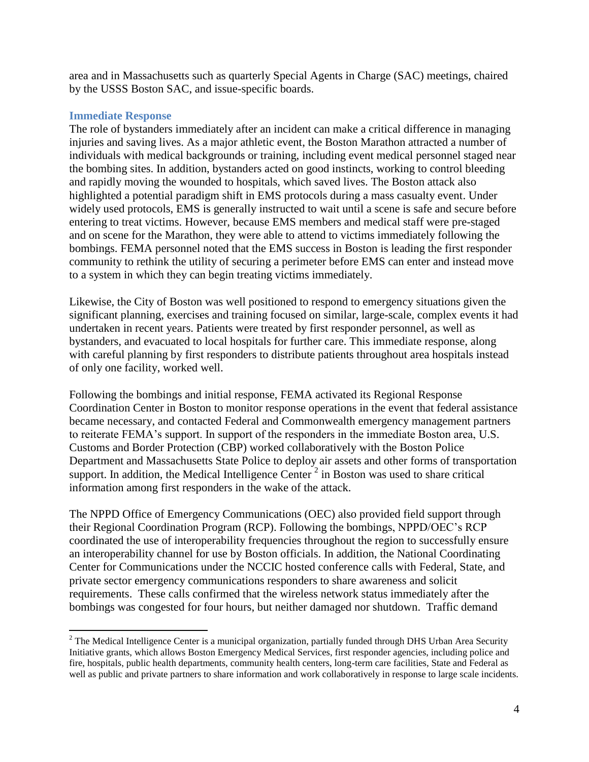area and in Massachusetts such as quarterly Special Agents in Charge (SAC) meetings, chaired by the USSS Boston SAC, and issue-specific boards.

### Immediate Response

The role of bystanders immediately after an incident can make a critical difference in managing injuries and saving lives. As a major athletic event, the Boston Marathon attracted a number of individuals with medical backgrounds or training, including event medical personnel staged near the bombing sites. In addition, bystanders acted on good instincts, working to control bleeding and rapidly moving the wounded to hospitals, which saved lives. The Boston attack also highlighted a potential paradigm shift in EMS protocols during a mass casualty event. Under widely used protocols, EMS is generally instructed to wait until a scene is safe and secure before entering to treat victims. However, because EMS members and medical staff were pre-staged and on scene for the Marathon, they were able to attend to victims immediately following the bombings. FEMA personnel noted that the EMS success in Boston is leading the first responder community to rethink the utility of securing a perimeter before EMS can enter and instead move to a system in which they can begin treating victims immediately.

Likewise, the City of Boston was well positioned to respond to emergency situations given the significant planning, exercises and training focused on similar, large-scale, complex events it had undertaken in recent years. Patients were treated by first responder personnel, as well as bystanders, and evacuated to local hospitals for further care. This immediate response, along with careful planning by first responders to distribute patients throughout area hospitals instead of only one facility, worked well.

Following the bombings and initial response, FEMA activated its Regional Response Coordination Center in Boston to monitor response operations in the event that federal assistance became necessary, and contacted Federal and Commonwealth emergency management partners to reiterate FEMA's support. In support of the responders in the immediate Boston area, U.S. Customs and Border Protection (CBP) worked collaboratively with the Boston Police Department and Massachusetts State Police to deploy air assets and other forms of transportation support. In addition, the Medical Intelligence Center [2] in Boston was used to share critical information among first responders in the wake of the attack.

The NPPD Office of Emergency Communications (OEC) also provided field support through their Regional Coordination Program (RCP). Following the bombings, NPPD/OEC's RCP coordinated the use of interoperability frequencies throughout the region to successfully ensure an interoperability channel for use by Boston officials. In addition, the National Coordinating Center for Communications under the NCCIC hosted conference calls with Federal, State, and private sector emergency communications responders to share awareness and solicit requirements. These calls confirmed that the wireless network status immediately after the bombings was congested for four hours, but neither damaged nor shutdown. Traffic demand

[2] The Medical Intelligence Center is a municipal organization, partially funded through DHS Urban Area Security Initiative grants, which allows Boston Emergency Medical Services, first responder agencies, including police and fire, hospitals, public health departments, community health centers, long-term care facilities, State and Federal as well as public and private partners to share information and work collaboratively in response to large scale incidents.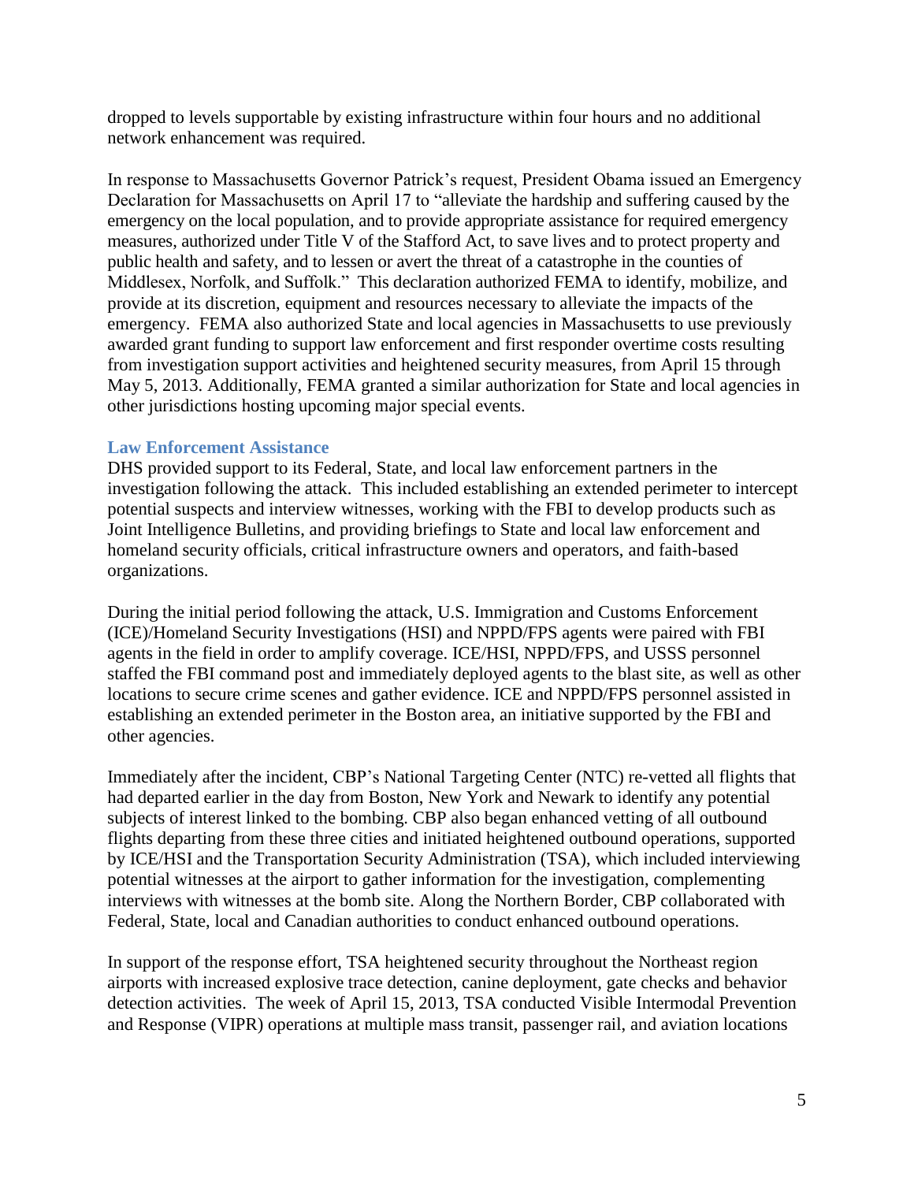dropped to levels supportable by existing infrastructure within four hours and no additional network enhancement was required.

In response to Massachusetts Governor Patrick's request, President Obama issued an Emergency Declaration for Massachusetts on April 17 to "alleviate the hardship and suffering caused by the emergency on the local population, and to provide appropriate assistance for required emergency measures, authorized under Title V of the Stafford Act, to save lives and to protect property and public health and safety, and to lessen or avert the threat of a catastrophe in the counties of Middlesex, Norfolk, and Suffolk." This declaration authorized FEMA to identify, mobilize, and provide at its discretion, equipment and resources necessary to alleviate the impacts of the emergency. FEMA also authorized State and local agencies in Massachusetts to use previously awarded grant funding to support law enforcement and first responder overtime costs resulting from investigation support activities and heightened security measures, from April 15 through May 5, 2013. Additionally, FEMA granted a similar authorization for State and local agencies in other jurisdictions hosting upcoming major special events.

### Law Enforcement Assistance

DHS provided support to its Federal, State, and local law enforcement partners in the investigation following the attack. This included establishing an extended perimeter to intercept potential suspects and interview witnesses, working with the FBI to develop products such as Joint Intelligence Bulletins, and providing briefings to State and local law enforcement and homeland security officials, critical infrastructure owners and operators, and faith-based organizations.

During the initial period following the attack, U.S. Immigration and Customs Enforcement (ICE)/Homeland Security Investigations (HSI) and NPPD/FPS agents were paired with FBI agents in the field in order to amplify coverage. ICE/HSI, NPPD/FPS, and USSS personnel staffed the FBI command post and immediately deployed agents to the blast site, as well as other locations to secure crime scenes and gather evidence. ICE and NPPD/FPS personnel assisted in establishing an extended perimeter in the Boston area, an initiative supported by the FBI and other agencies.

Immediately after the incident, CBP's National Targeting Center (NTC) re-vetted all flights that had departed earlier in the day from Boston, New York and Newark to identify any potential subjects of interest linked to the bombing. CBP also began enhanced vetting of all outbound flights departing from these three cities and initiated heightened outbound operations, supported by ICE/HSI and the Transportation Security Administration (TSA), which included interviewing potential witnesses at the airport to gather information for the investigation, complementing interviews with witnesses at the bomb site. Along the Northern Border, CBP collaborated with Federal, State, local and Canadian authorities to conduct enhanced outbound operations.

In support of the response effort, TSA heightened security throughout the Northeast region airports with increased explosive trace detection, canine deployment, gate checks and behavior detection activities. The week of April 15, 2013, TSA conducted Visible Intermodal Prevention and Response (VIPR) operations at multiple mass transit, passenger rail, and aviation locations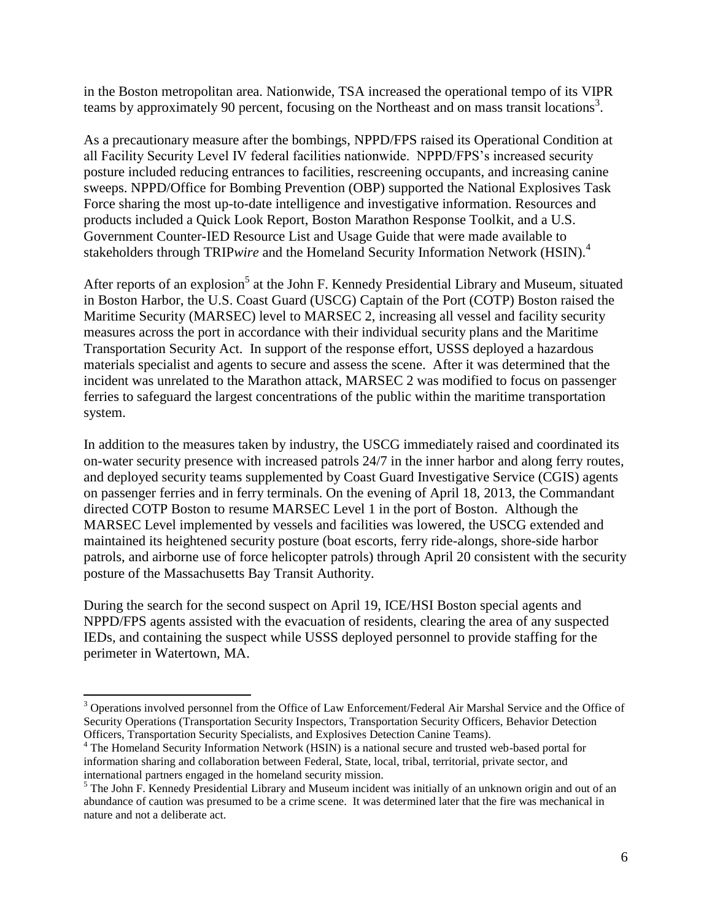in the Boston metropolitan area. Nationwide, TSA increased the operational tempo of its VIPR teams by approximately 90 percent, focusing on the Northeast and on mass transit locations[3].

As a precautionary measure after the bombings, NPPD/FPS raised its Operational Condition at all Facility Security Level IV federal facilities nationwide. NPPD/FPS's increased security posture included reducing entrances to facilities, rescreening occupants, and increasing canine sweeps. NPPD/Office for Bombing Prevention (OBP) supported the National Explosives Task Force sharing the most up-to-date intelligence and investigative information. Resources and products included a Quick Look Report, Boston Marathon Response Toolkit, and a U.S. Government Counter-IED Resource List and Usage Guide that were made available to stakeholders through TRIP*wire* and the Homeland Security Information Network (HSIN).[4]

After reports of an explosion[5] at the John F. Kennedy Presidential Library and Museum, situated in Boston Harbor, the U.S. Coast Guard (USCG) Captain of the Port (COTP) Boston raised the Maritime Security (MARSEC) level to MARSEC 2, increasing all vessel and facility security measures across the port in accordance with their individual security plans and the Maritime Transportation Security Act. In support of the response effort, USSS deployed a hazardous materials specialist and agents to secure and assess the scene. After it was determined that the incident was unrelated to the Marathon attack, MARSEC 2 was modified to focus on passenger ferries to safeguard the largest concentrations of the public within the maritime transportation system.

In addition to the measures taken by industry, the USCG immediately raised and coordinated its on-water security presence with increased patrols 24/7 in the inner harbor and along ferry routes, and deployed security teams supplemented by Coast Guard Investigative Service (CGIS) agents on passenger ferries and in ferry terminals. On the evening of April 18, 2013, the Commandant directed COTP Boston to resume MARSEC Level 1 in the port of Boston. Although the MARSEC Level implemented by vessels and facilities was lowered, the USCG extended and maintained its heightened security posture (boat escorts, ferry ride-alongs, shore-side harbor patrols, and airborne use of force helicopter patrols) through April 20 consistent with the security posture of the Massachusetts Bay Transit Authority.

During the search for the second suspect on April 19, ICE/HSI Boston special agents and NPPD/FPS agents assisted with the evacuation of residents, clearing the area of any suspected IEDs, and containing the suspect while USSS deployed personnel to provide staffing for the perimeter in Watertown, MA.

---

[3] Operations involved personnel from the Office of Law Enforcement/Federal Air Marshal Service and the Office of Security Operations (Transportation Security Inspectors, Transportation Security Officers, Behavior Detection Officers, Transportation Security Specialists, and Explosives Detection Canine Teams).

[4] The Homeland Security Information Network (HSIN) is a national secure and trusted web-based portal for information sharing and collaboration between Federal, State, local, tribal, territorial, private sector, and international partners engaged in the homeland security mission.

[5] The John F. Kennedy Presidential Library and Museum incident was initially of an unknown origin and out of an abundance of caution was presumed to be a crime scene. It was determined later that the fire was mechanical in nature and not a deliberate act.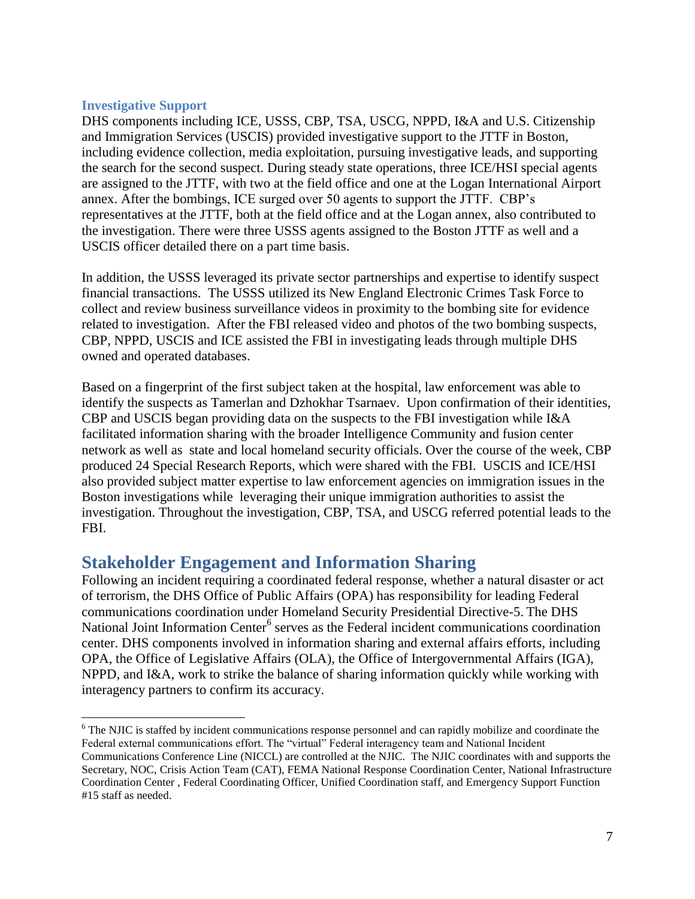### Investigative Support

DHS components including ICE, USSS, CBP, TSA, USCG, NPPD, I&A and U.S. Citizenship and Immigration Services (USCIS) provided investigative support to the JTTF in Boston, including evidence collection, media exploitation, pursuing investigative leads, and supporting the search for the second suspect. During steady state operations, three ICE/HSI special agents are assigned to the JTTF, with two at the field office and one at the Logan International Airport annex. After the bombings, ICE surged over 50 agents to support the JTTF. CBP's representatives at the JTTF, both at the field office and at the Logan annex, also contributed to the investigation. There were three USSS agents assigned to the Boston JTTF as well and a USCIS officer detailed there on a part time basis.

In addition, the USSS leveraged its private sector partnerships and expertise to identify suspect financial transactions. The USSS utilized its New England Electronic Crimes Task Force to collect and review business surveillance videos in proximity to the bombing site for evidence related to investigation. After the FBI released video and photos of the two bombing suspects, CBP, NPPD, USCIS and ICE assisted the FBI in investigating leads through multiple DHS owned and operated databases.

Based on a fingerprint of the first subject taken at the hospital, law enforcement was able to identify the suspects as Tamerlan and Dzhokhar Tsarnaev. Upon confirmation of their identities, CBP and USCIS began providing data on the suspects to the FBI investigation while I&A facilitated information sharing with the broader Intelligence Community and fusion center network as well as state and local homeland security officials. Over the course of the week, CBP produced 24 Special Research Reports, which were shared with the FBI. USCIS and ICE/HSI also provided subject matter expertise to law enforcement agencies on immigration issues in the Boston investigations while leveraging their unique immigration authorities to assist the investigation. Throughout the investigation, CBP, TSA, and USCG referred potential leads to the FBI.

## Stakeholder Engagement and Information Sharing

Following an incident requiring a coordinated federal response, whether a natural disaster or act of terrorism, the DHS Office of Public Affairs (OPA) has responsibility for leading Federal communications coordination under Homeland Security Presidential Directive-5. The DHS National Joint Information Center[6] serves as the Federal incident communications coordination center. DHS components involved in information sharing and external affairs efforts, including OPA, the Office of Legislative Affairs (OLA), the Office of Intergovernmental Affairs (IGA), NPPD, and I&A, work to strike the balance of sharing information quickly while working with interagency partners to confirm its accuracy.

[6] The NJIC is staffed by incident communications response personnel and can rapidly mobilize and coordinate the Federal external communications effort. The "virtual" Federal interagency team and National Incident Communications Conference Line (NICCL) are controlled at the NJIC. The NJIC coordinates with and supports the Secretary, NOC, Crisis Action Team (CAT), FEMA National Response Coordination Center, National Infrastructure Coordination Center , Federal Coordinating Officer, Unified Coordination staff, and Emergency Support Function #15 staff as needed.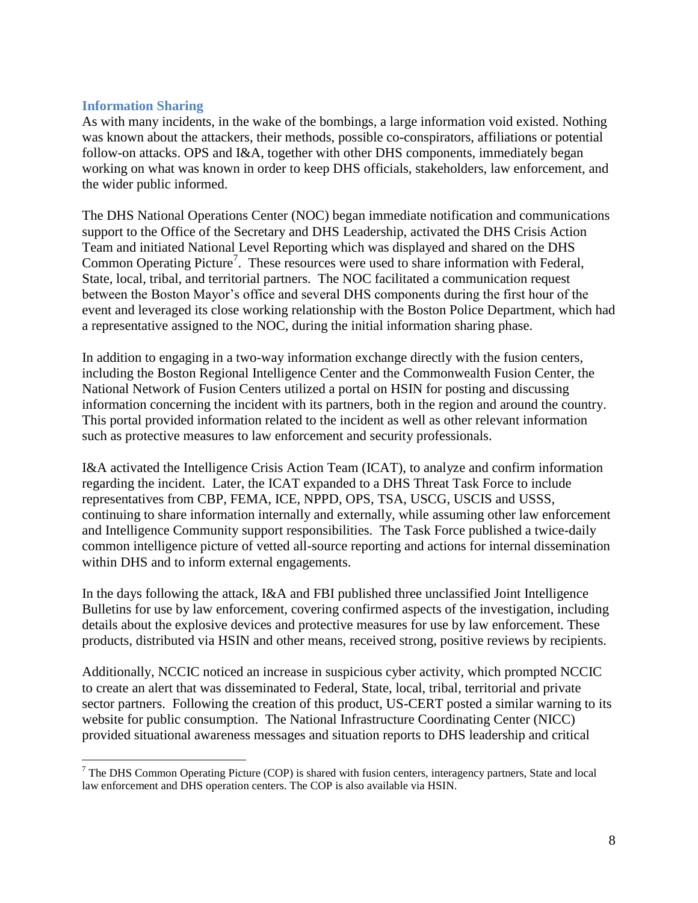## Information Sharing

As with many incidents, in the wake of the bombings, a large information void existed. Nothing was known about the attackers, their methods, possible co-conspirators, affiliations or potential follow-on attacks. OPS and I&A, together with other DHS components, immediately began working on what was known in order to keep DHS officials, stakeholders, law enforcement, and the wider public informed.

The DHS National Operations Center (NOC) began immediate notification and communications support to the Office of the Secretary and DHS Leadership, activated the DHS Crisis Action Team and initiated National Level Reporting which was displayed and shared on the DHS Common Operating Picture[7]. These resources were used to share information with Federal, State, local, tribal, and territorial partners. The NOC facilitated a communication request between the Boston Mayor's office and several DHS components during the first hour of the event and leveraged its close working relationship with the Boston Police Department, which had a representative assigned to the NOC, during the initial information sharing phase.

In addition to engaging in a two-way information exchange directly with the fusion centers, including the Boston Regional Intelligence Center and the Commonwealth Fusion Center, the National Network of Fusion Centers utilized a portal on HSIN for posting and discussing information concerning the incident with its partners, both in the region and around the country. This portal provided information related to the incident as well as other relevant information such as protective measures to law enforcement and security professionals.

I&A activated the Intelligence Crisis Action Team (ICAT), to analyze and confirm information regarding the incident. Later, the ICAT expanded to a DHS Threat Task Force to include representatives from CBP, FEMA, ICE, NPPD, OPS, TSA, USCG, USCIS and USSS, continuing to share information internally and externally, while assuming other law enforcement and Intelligence Community support responsibilities. The Task Force published a twice-daily common intelligence picture of vetted all-source reporting and actions for internal dissemination within DHS and to inform external engagements.

In the days following the attack, I&A and FBI published three unclassified Joint Intelligence Bulletins for use by law enforcement, covering confirmed aspects of the investigation, including details about the explosive devices and protective measures for use by law enforcement. These products, distributed via HSIN and other means, received strong, positive reviews by recipients.

Additionally, NCCIC noticed an increase in suspicious cyber activity, which prompted NCCIC to create an alert that was disseminated to Federal, State, local, tribal, territorial and private sector partners. Following the creation of this product, US-CERT posted a similar warning to its website for public consumption. The National Infrastructure Coordinating Center (NICC) provided situational awareness messages and situation reports to DHS leadership and critical

[7] The DHS Common Operating Picture (COP) is shared with fusion centers, interagency partners, State and local law enforcement and DHS operation centers. The COP is also available via HSIN.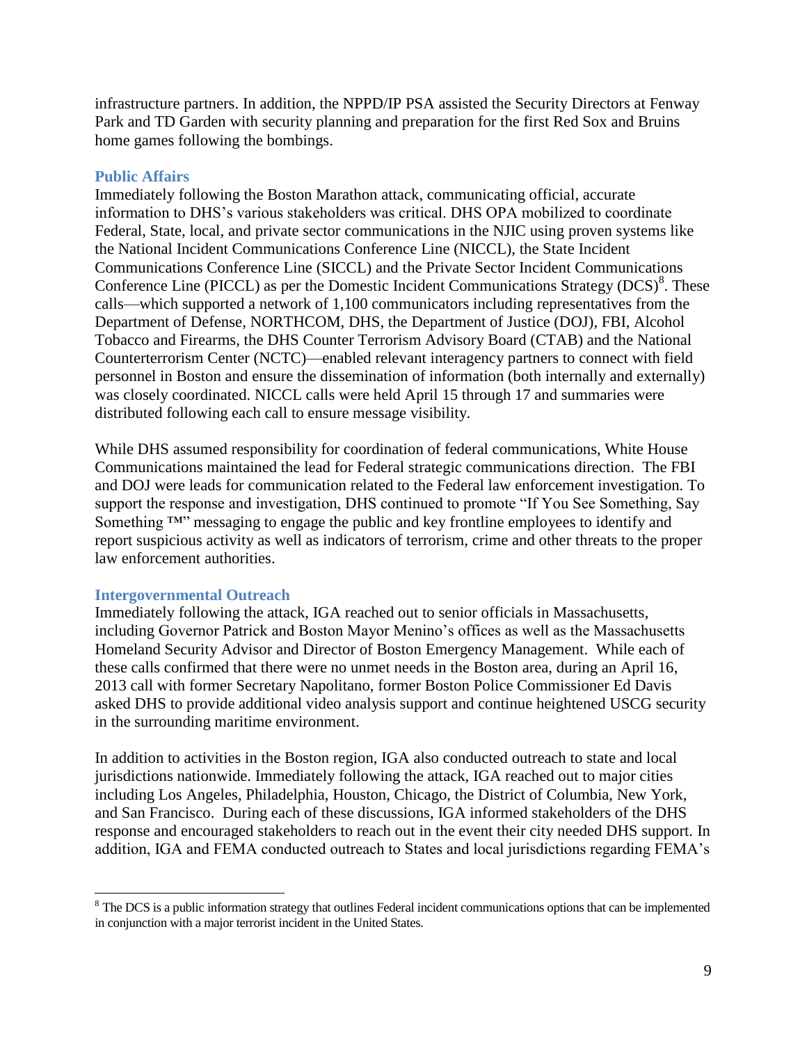infrastructure partners. In addition, the NPPD/IP PSA assisted the Security Directors at Fenway Park and TD Garden with security planning and preparation for the first Red Sox and Bruins home games following the bombings.

### Public Affairs

Immediately following the Boston Marathon attack, communicating official, accurate information to DHS's various stakeholders was critical. DHS OPA mobilized to coordinate Federal, State, local, and private sector communications in the NJIC using proven systems like the National Incident Communications Conference Line (NICCL), the State Incident Communications Conference Line (SICCL) and the Private Sector Incident Communications Conference Line (PICCL) as per the Domestic Incident Communications Strategy (DCS)[8]. These calls—which supported a network of 1,100 communicators including representatives from the Department of Defense, NORTHCOM, DHS, the Department of Justice (DOJ), FBI, Alcohol Tobacco and Firearms, the DHS Counter Terrorism Advisory Board (CTAB) and the National Counterterrorism Center (NCTC)—enabled relevant interagency partners to connect with field personnel in Boston and ensure the dissemination of information (both internally and externally) was closely coordinated. NICCL calls were held April 15 through 17 and summaries were distributed following each call to ensure message visibility.

While DHS assumed responsibility for coordination of federal communications, White House Communications maintained the lead for Federal strategic communications direction. The FBI and DOJ were leads for communication related to the Federal law enforcement investigation. To support the response and investigation, DHS continued to promote "If You See Something, Say Something ™" messaging to engage the public and key frontline employees to identify and report suspicious activity as well as indicators of terrorism, crime and other threats to the proper law enforcement authorities.

### Intergovernmental Outreach

Immediately following the attack, IGA reached out to senior officials in Massachusetts, including Governor Patrick and Boston Mayor Menino's offices as well as the Massachusetts Homeland Security Advisor and Director of Boston Emergency Management. While each of these calls confirmed that there were no unmet needs in the Boston area, during an April 16, 2013 call with former Secretary Napolitano, former Boston Police Commissioner Ed Davis asked DHS to provide additional video analysis support and continue heightened USCG security in the surrounding maritime environment.

In addition to activities in the Boston region, IGA also conducted outreach to state and local jurisdictions nationwide. Immediately following the attack, IGA reached out to major cities including Los Angeles, Philadelphia, Houston, Chicago, the District of Columbia, New York, and San Francisco. During each of these discussions, IGA informed stakeholders of the DHS response and encouraged stakeholders to reach out in the event their city needed DHS support. In addition, IGA and FEMA conducted outreach to States and local jurisdictions regarding FEMA's

[8] The DCS is a public information strategy that outlines Federal incident communications options that can be implemented in conjunction with a major terrorist incident in the United States.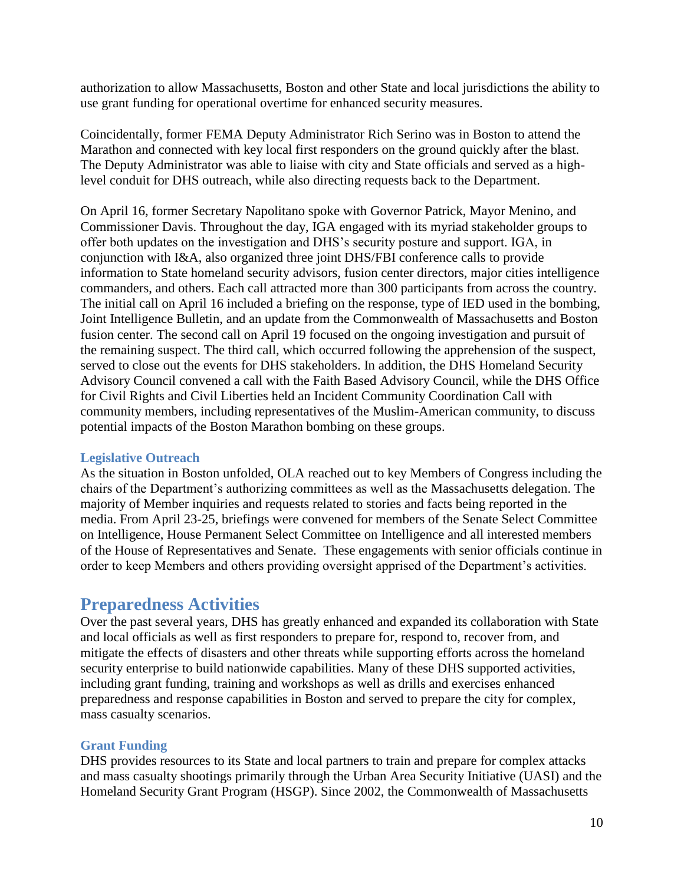authorization to allow Massachusetts, Boston and other State and local jurisdictions the ability to use grant funding for operational overtime for enhanced security measures.

Coincidentally, former FEMA Deputy Administrator Rich Serino was in Boston to attend the Marathon and connected with key local first responders on the ground quickly after the blast. The Deputy Administrator was able to liaise with city and State officials and served as a high-level conduit for DHS outreach, while also directing requests back to the Department.

On April 16, former Secretary Napolitano spoke with Governor Patrick, Mayor Menino, and Commissioner Davis. Throughout the day, IGA engaged with its myriad stakeholder groups to offer both updates on the investigation and DHS's security posture and support. IGA, in conjunction with I&A, also organized three joint DHS/FBI conference calls to provide information to State homeland security advisors, fusion center directors, major cities intelligence commanders, and others. Each call attracted more than 300 participants from across the country. The initial call on April 16 included a briefing on the response, type of IED used in the bombing, Joint Intelligence Bulletin, and an update from the Commonwealth of Massachusetts and Boston fusion center. The second call on April 19 focused on the ongoing investigation and pursuit of the remaining suspect. The third call, which occurred following the apprehension of the suspect, served to close out the events for DHS stakeholders. In addition, the DHS Homeland Security Advisory Council convened a call with the Faith Based Advisory Council, while the DHS Office for Civil Rights and Civil Liberties held an Incident Community Coordination Call with community members, including representatives of the Muslim-American community, to discuss potential impacts of the Boston Marathon bombing on these groups.

### Legislative Outreach

As the situation in Boston unfolded, OLA reached out to key Members of Congress including the chairs of the Department's authorizing committees as well as the Massachusetts delegation. The majority of Member inquiries and requests related to stories and facts being reported in the media. From April 23-25, briefings were convened for members of the Senate Select Committee on Intelligence, House Permanent Select Committee on Intelligence and all interested members of the House of Representatives and Senate. These engagements with senior officials continue in order to keep Members and others providing oversight apprised of the Department's activities.

## Preparedness Activities

Over the past several years, DHS has greatly enhanced and expanded its collaboration with State and local officials as well as first responders to prepare for, respond to, recover from, and mitigate the effects of disasters and other threats while supporting efforts across the homeland security enterprise to build nationwide capabilities. Many of these DHS supported activities, including grant funding, training and workshops as well as drills and exercises enhanced preparedness and response capabilities in Boston and served to prepare the city for complex, mass casualty scenarios.

### Grant Funding

DHS provides resources to its State and local partners to train and prepare for complex attacks and mass casualty shootings primarily through the Urban Area Security Initiative (UASI) and the Homeland Security Grant Program (HSGP). Since 2002, the Commonwealth of Massachusetts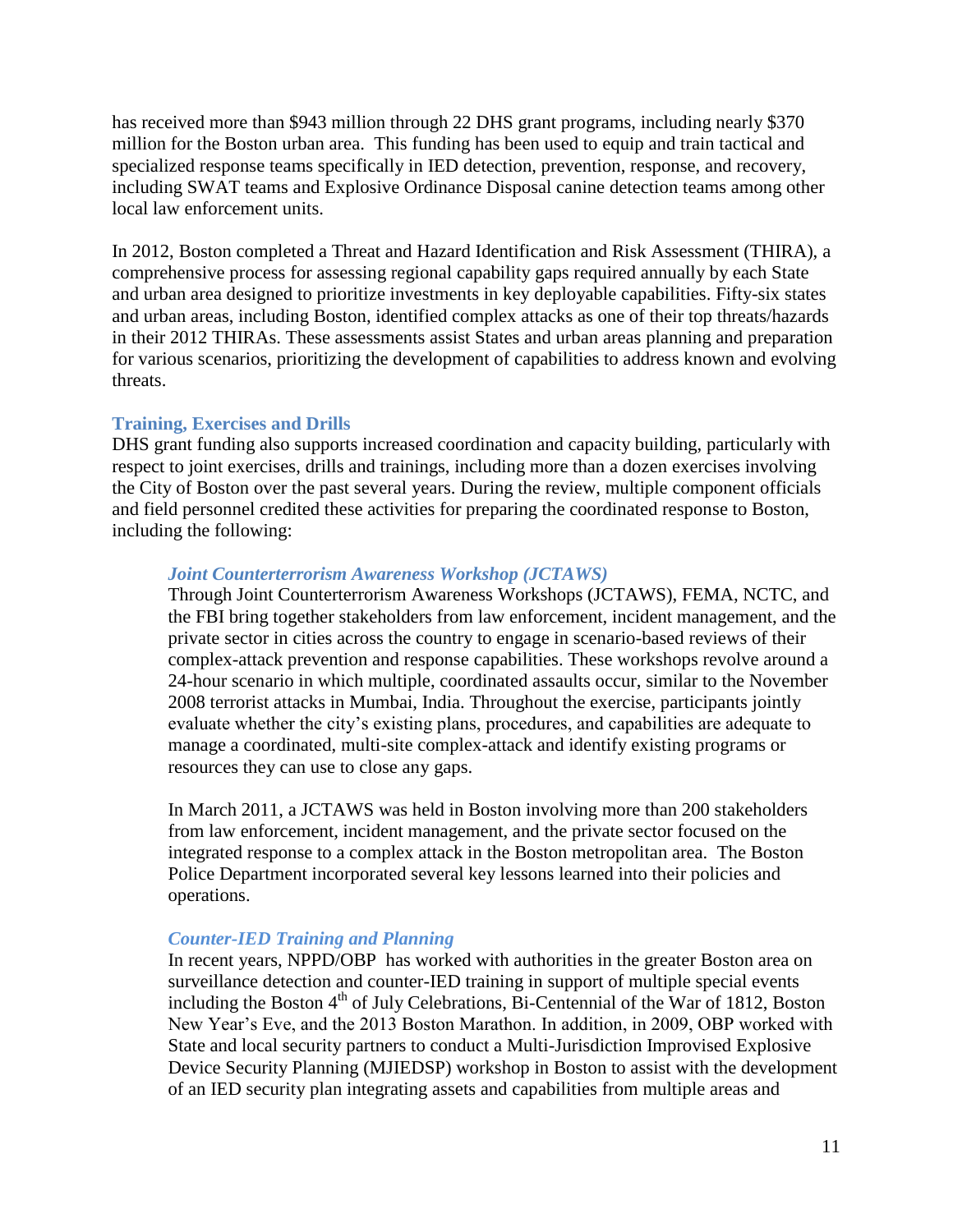has received more than $943 million through 22 DHS grant programs, including nearly $370 million for the Boston urban area. This funding has been used to equip and train tactical and specialized response teams specifically in IED detection, prevention, response, and recovery, including SWAT teams and Explosive Ordinance Disposal canine detection teams among other local law enforcement units.

In 2012, Boston completed a Threat and Hazard Identification and Risk Assessment (THIRA), a comprehensive process for assessing regional capability gaps required annually by each State and urban area designed to prioritize investments in key deployable capabilities. Fifty-six states and urban areas, including Boston, identified complex attacks as one of their top threats/hazards in their 2012 THIRAs. These assessments assist States and urban areas planning and preparation for various scenarios, prioritizing the development of capabilities to address known and evolving threats.

### Training, Exercises and Drills

DHS grant funding also supports increased coordination and capacity building, particularly with respect to joint exercises, drills and trainings, including more than a dozen exercises involving the City of Boston over the past several years. During the review, multiple component officials and field personnel credited these activities for preparing the coordinated response to Boston, including the following:

#### *Joint Counterterrorism Awareness Workshop (JCTAWS)*

Through Joint Counterterrorism Awareness Workshops (JCTAWS), FEMA, NCTC, and the FBI bring together stakeholders from law enforcement, incident management, and the private sector in cities across the country to engage in scenario-based reviews of their complex-attack prevention and response capabilities. These workshops revolve around a 24-hour scenario in which multiple, coordinated assaults occur, similar to the November 2008 terrorist attacks in Mumbai, India. Throughout the exercise, participants jointly evaluate whether the city's existing plans, procedures, and capabilities are adequate to manage a coordinated, multi-site complex-attack and identify existing programs or resources they can use to close any gaps.

In March 2011, a JCTAWS was held in Boston involving more than 200 stakeholders from law enforcement, incident management, and the private sector focused on the integrated response to a complex attack in the Boston metropolitan area. The Boston Police Department incorporated several key lessons learned into their policies and operations.

#### *Counter-IED Training and Planning*

In recent years, NPPD/OBP has worked with authorities in the greater Boston area on surveillance detection and counter-IED training in support of multiple special events including the Boston 4th of July Celebrations, Bi-Centennial of the War of 1812, Boston New Year's Eve, and the 2013 Boston Marathon. In addition, in 2009, OBP worked with State and local security partners to conduct a Multi-Jurisdiction Improvised Explosive Device Security Planning (MJIEDSP) workshop in Boston to assist with the development of an IED security plan integrating assets and capabilities from multiple areas and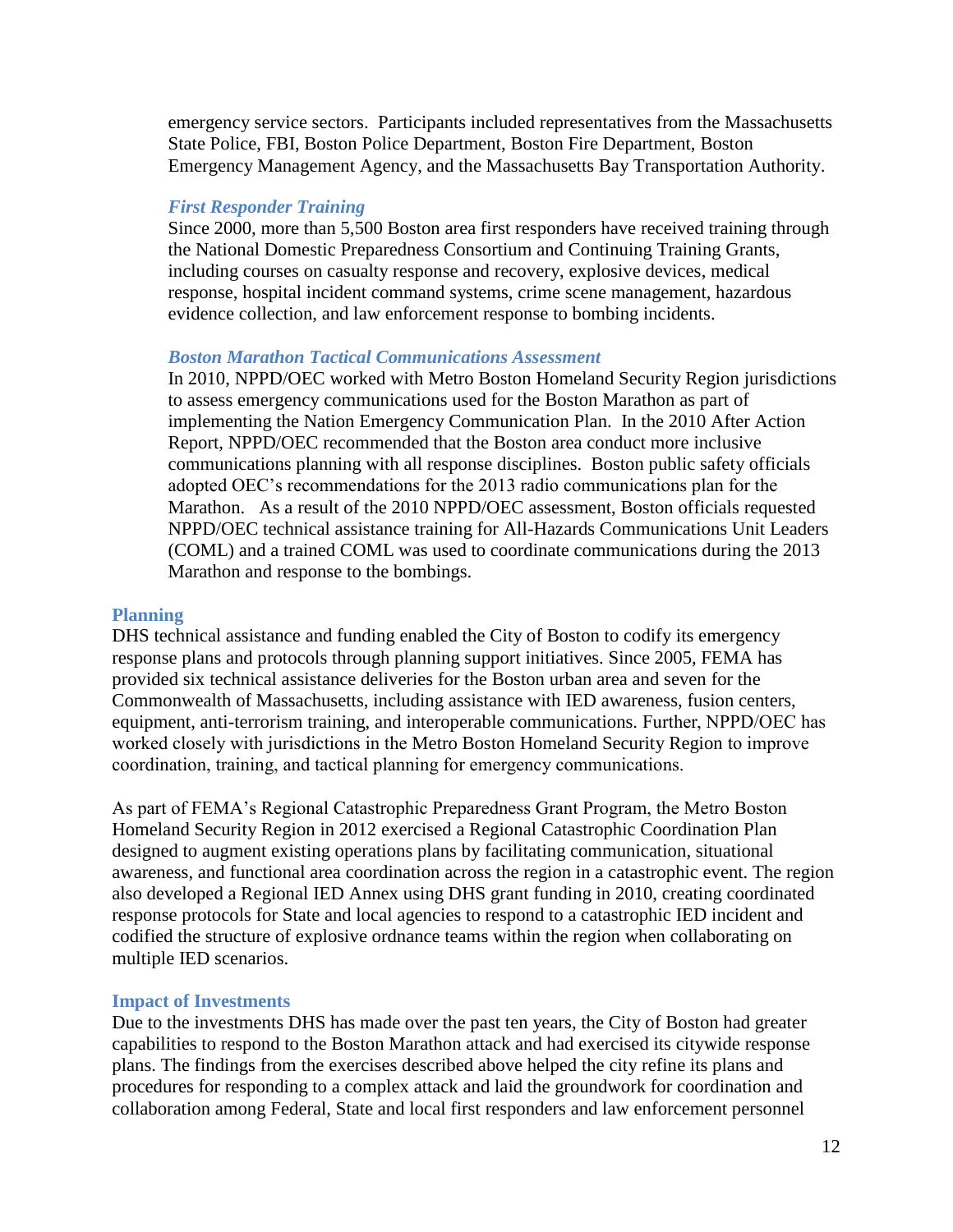emergency service sectors. Participants included representatives from the Massachusetts State Police, FBI, Boston Police Department, Boston Fire Department, Boston Emergency Management Agency, and the Massachusetts Bay Transportation Authority.

#### *First Responder Training*

Since 2000, more than 5,500 Boston area first responders have received training through the National Domestic Preparedness Consortium and Continuing Training Grants, including courses on casualty response and recovery, explosive devices, medical response, hospital incident command systems, crime scene management, hazardous evidence collection, and law enforcement response to bombing incidents.

#### *Boston Marathon Tactical Communications Assessment*

In 2010, NPPD/OEC worked with Metro Boston Homeland Security Region jurisdictions to assess emergency communications used for the Boston Marathon as part of implementing the Nation Emergency Communication Plan. In the 2010 After Action Report, NPPD/OEC recommended that the Boston area conduct more inclusive communications planning with all response disciplines. Boston public safety officials adopted OEC's recommendations for the 2013 radio communications plan for the Marathon. As a result of the 2010 NPPD/OEC assessment, Boston officials requested NPPD/OEC technical assistance training for All-Hazards Communications Unit Leaders (COML) and a trained COML was used to coordinate communications during the 2013 Marathon and response to the bombings.

### Planning

DHS technical assistance and funding enabled the City of Boston to codify its emergency response plans and protocols through planning support initiatives. Since 2005, FEMA has provided six technical assistance deliveries for the Boston urban area and seven for the Commonwealth of Massachusetts, including assistance with IED awareness, fusion centers, equipment, anti-terrorism training, and interoperable communications. Further, NPPD/OEC has worked closely with jurisdictions in the Metro Boston Homeland Security Region to improve coordination, training, and tactical planning for emergency communications.

As part of FEMA's Regional Catastrophic Preparedness Grant Program, the Metro Boston Homeland Security Region in 2012 exercised a Regional Catastrophic Coordination Plan designed to augment existing operations plans by facilitating communication, situational awareness, and functional area coordination across the region in a catastrophic event. The region also developed a Regional IED Annex using DHS grant funding in 2010, creating coordinated response protocols for State and local agencies to respond to a catastrophic IED incident and codified the structure of explosive ordnance teams within the region when collaborating on multiple IED scenarios.

### Impact of Investments

Due to the investments DHS has made over the past ten years, the City of Boston had greater capabilities to respond to the Boston Marathon attack and had exercised its citywide response plans. The findings from the exercises described above helped the city refine its plans and procedures for responding to a complex attack and laid the groundwork for coordination and collaboration among Federal, State and local first responders and law enforcement personnel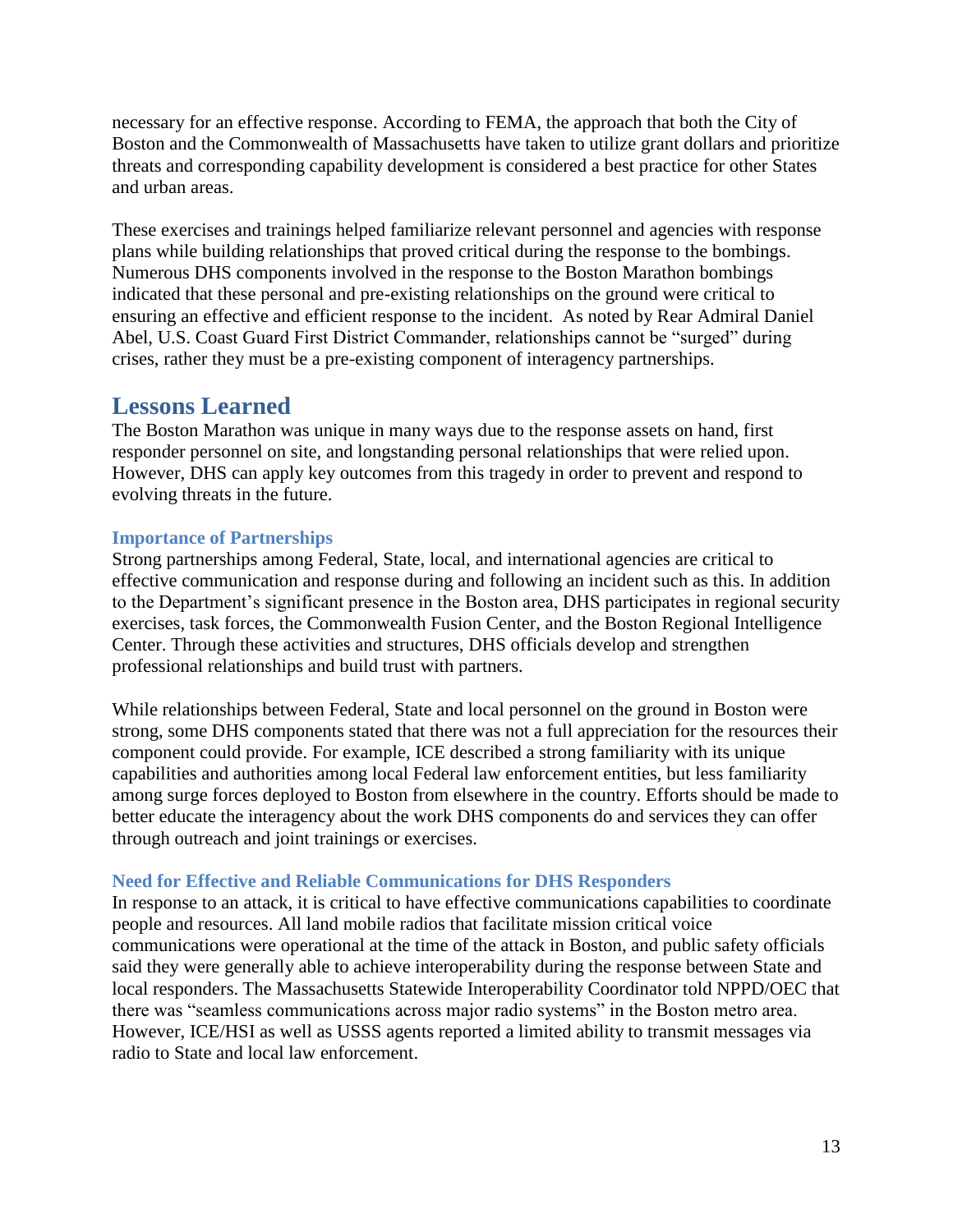necessary for an effective response. According to FEMA, the approach that both the City of Boston and the Commonwealth of Massachusetts have taken to utilize grant dollars and prioritize threats and corresponding capability development is considered a best practice for other States and urban areas.

These exercises and trainings helped familiarize relevant personnel and agencies with response plans while building relationships that proved critical during the response to the bombings. Numerous DHS components involved in the response to the Boston Marathon bombings indicated that these personal and pre-existing relationships on the ground were critical to ensuring an effective and efficient response to the incident. As noted by Rear Admiral Daniel Abel, U.S. Coast Guard First District Commander, relationships cannot be "surged" during crises, rather they must be a pre-existing component of interagency partnerships.

## Lessons Learned

The Boston Marathon was unique in many ways due to the response assets on hand, first responder personnel on site, and longstanding personal relationships that were relied upon. However, DHS can apply key outcomes from this tragedy in order to prevent and respond to evolving threats in the future.

### Importance of Partnerships

Strong partnerships among Federal, State, local, and international agencies are critical to effective communication and response during and following an incident such as this. In addition to the Department's significant presence in the Boston area, DHS participates in regional security exercises, task forces, the Commonwealth Fusion Center, and the Boston Regional Intelligence Center. Through these activities and structures, DHS officials develop and strengthen professional relationships and build trust with partners.

While relationships between Federal, State and local personnel on the ground in Boston were strong, some DHS components stated that there was not a full appreciation for the resources their component could provide. For example, ICE described a strong familiarity with its unique capabilities and authorities among local Federal law enforcement entities, but less familiarity among surge forces deployed to Boston from elsewhere in the country. Efforts should be made to better educate the interagency about the work DHS components do and services they can offer through outreach and joint trainings or exercises.

### Need for Effective and Reliable Communications for DHS Responders

In response to an attack, it is critical to have effective communications capabilities to coordinate people and resources. All land mobile radios that facilitate mission critical voice communications were operational at the time of the attack in Boston, and public safety officials said they were generally able to achieve interoperability during the response between State and local responders. The Massachusetts Statewide Interoperability Coordinator told NPPD/OEC that there was "seamless communications across major radio systems" in the Boston metro area. However, ICE/HSI as well as USSS agents reported a limited ability to transmit messages via radio to State and local law enforcement.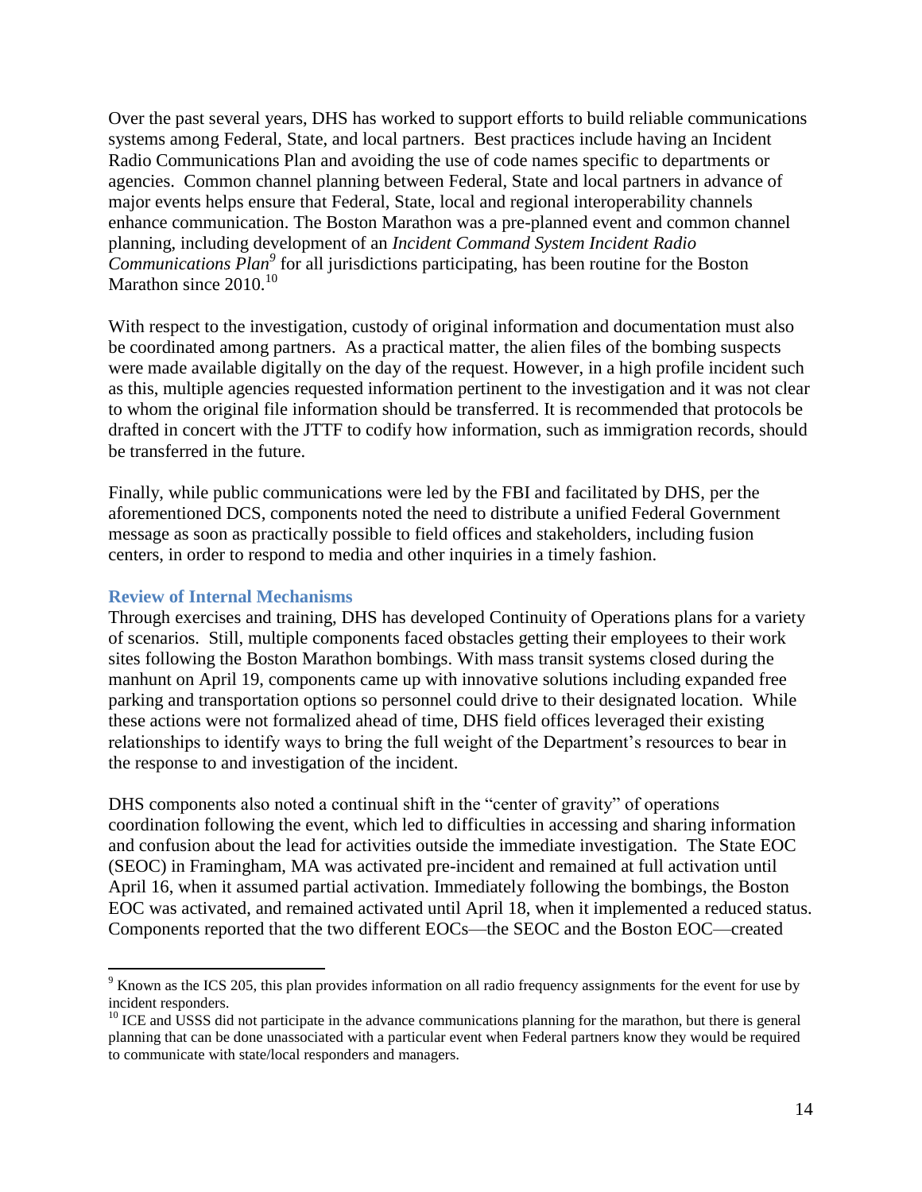Over the past several years, DHS has worked to support efforts to build reliable communications systems among Federal, State, and local partners. Best practices include having an Incident Radio Communications Plan and avoiding the use of code names specific to departments or agencies. Common channel planning between Federal, State and local partners in advance of major events helps ensure that Federal, State, local and regional interoperability channels enhance communication. The Boston Marathon was a pre-planned event and common channel planning, including development of an *Incident Command System Incident Radio Communications Plan*[9] for all jurisdictions participating, has been routine for the Boston Marathon since 2010.[10]

With respect to the investigation, custody of original information and documentation must also be coordinated among partners. As a practical matter, the alien files of the bombing suspects were made available digitally on the day of the request. However, in a high profile incident such as this, multiple agencies requested information pertinent to the investigation and it was not clear to whom the original file information should be transferred. It is recommended that protocols be drafted in concert with the JTTF to codify how information, such as immigration records, should be transferred in the future.

Finally, while public communications were led by the FBI and facilitated by DHS, per the aforementioned DCS, components noted the need to distribute a unified Federal Government message as soon as practically possible to field offices and stakeholders, including fusion centers, in order to respond to media and other inquiries in a timely fashion.

### Review of Internal Mechanisms

Through exercises and training, DHS has developed Continuity of Operations plans for a variety of scenarios. Still, multiple components faced obstacles getting their employees to their work sites following the Boston Marathon bombings. With mass transit systems closed during the manhunt on April 19, components came up with innovative solutions including expanded free parking and transportation options so personnel could drive to their designated location. While these actions were not formalized ahead of time, DHS field offices leveraged their existing relationships to identify ways to bring the full weight of the Department's resources to bear in the response to and investigation of the incident.

DHS components also noted a continual shift in the "center of gravity" of operations coordination following the event, which led to difficulties in accessing and sharing information and confusion about the lead for activities outside the immediate investigation. The State EOC (SEOC) in Framingham, MA was activated pre-incident and remained at full activation until April 16, when it assumed partial activation. Immediately following the bombings, the Boston EOC was activated, and remained activated until April 18, when it implemented a reduced status. Components reported that the two different EOCs—the SEOC and the Boston EOC—created

[9] Known as the ICS 205, this plan provides information on all radio frequency assignments for the event for use by incident responders.

[10] ICE and USSS did not participate in the advance communications planning for the marathon, but there is general planning that can be done unassociated with a particular event when Federal partners know they would be required to communicate with state/local responders and managers.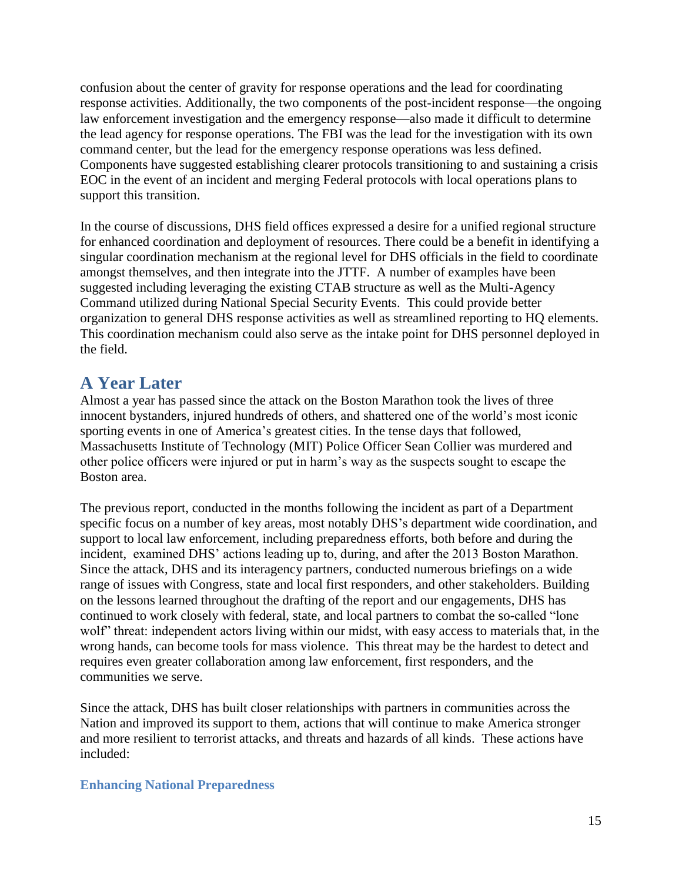confusion about the center of gravity for response operations and the lead for coordinating response activities. Additionally, the two components of the post-incident response—the ongoing law enforcement investigation and the emergency response—also made it difficult to determine the lead agency for response operations. The FBI was the lead for the investigation with its own command center, but the lead for the emergency response operations was less defined. Components have suggested establishing clearer protocols transitioning to and sustaining a crisis EOC in the event of an incident and merging Federal protocols with local operations plans to support this transition.

In the course of discussions, DHS field offices expressed a desire for a unified regional structure for enhanced coordination and deployment of resources. There could be a benefit in identifying a singular coordination mechanism at the regional level for DHS officials in the field to coordinate amongst themselves, and then integrate into the JTTF. A number of examples have been suggested including leveraging the existing CTAB structure as well as the Multi-Agency Command utilized during National Special Security Events. This could provide better organization to general DHS response activities as well as streamlined reporting to HQ elements. This coordination mechanism could also serve as the intake point for DHS personnel deployed in the field.

## A Year Later

Almost a year has passed since the attack on the Boston Marathon took the lives of three innocent bystanders, injured hundreds of others, and shattered one of the world's most iconic sporting events in one of America's greatest cities. In the tense days that followed, Massachusetts Institute of Technology (MIT) Police Officer Sean Collier was murdered and other police officers were injured or put in harm's way as the suspects sought to escape the Boston area.

The previous report, conducted in the months following the incident as part of a Department specific focus on a number of key areas, most notably DHS's department wide coordination, and support to local law enforcement, including preparedness efforts, both before and during the incident, examined DHS' actions leading up to, during, and after the 2013 Boston Marathon. Since the attack, DHS and its interagency partners, conducted numerous briefings on a wide range of issues with Congress, state and local first responders, and other stakeholders. Building on the lessons learned throughout the drafting of the report and our engagements, DHS has continued to work closely with federal, state, and local partners to combat the so-called "lone wolf" threat: independent actors living within our midst, with easy access to materials that, in the wrong hands, can become tools for mass violence. This threat may be the hardest to detect and requires even greater collaboration among law enforcement, first responders, and the communities we serve.

Since the attack, DHS has built closer relationships with partners in communities across the Nation and improved its support to them, actions that will continue to make America stronger and more resilient to terrorist attacks, and threats and hazards of all kinds. These actions have included:

### Enhancing National Preparedness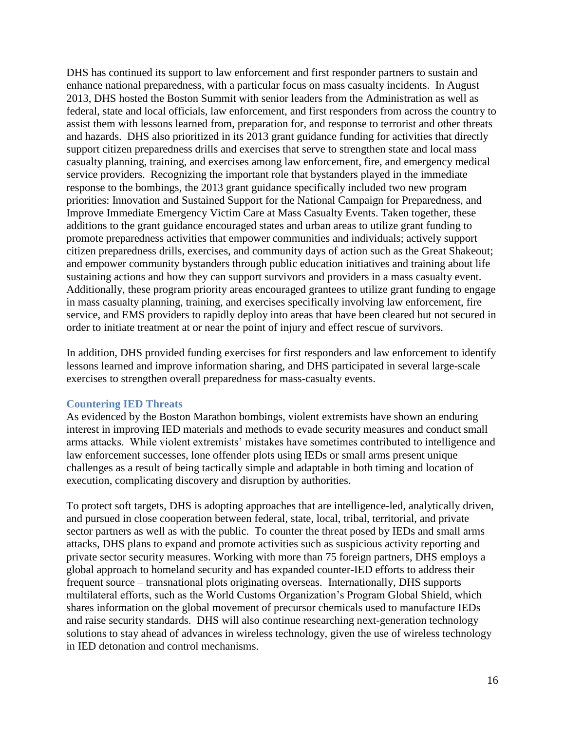DHS has continued its support to law enforcement and first responder partners to sustain and enhance national preparedness, with a particular focus on mass casualty incidents. In August 2013, DHS hosted the Boston Summit with senior leaders from the Administration as well as federal, state and local officials, law enforcement, and first responders from across the country to assist them with lessons learned from, preparation for, and response to terrorist and other threats and hazards. DHS also prioritized in its 2013 grant guidance funding for activities that directly support citizen preparedness drills and exercises that serve to strengthen state and local mass casualty planning, training, and exercises among law enforcement, fire, and emergency medical service providers. Recognizing the important role that bystanders played in the immediate response to the bombings, the 2013 grant guidance specifically included two new program priorities: Innovation and Sustained Support for the National Campaign for Preparedness, and Improve Immediate Emergency Victim Care at Mass Casualty Events. Taken together, these additions to the grant guidance encouraged states and urban areas to utilize grant funding to promote preparedness activities that empower communities and individuals; actively support citizen preparedness drills, exercises, and community days of action such as the Great Shakeout; and empower community bystanders through public education initiatives and training about life sustaining actions and how they can support survivors and providers in a mass casualty event. Additionally, these program priority areas encouraged grantees to utilize grant funding to engage in mass casualty planning, training, and exercises specifically involving law enforcement, fire service, and EMS providers to rapidly deploy into areas that have been cleared but not secured in order to initiate treatment at or near the point of injury and effect rescue of survivors.

In addition, DHS provided funding exercises for first responders and law enforcement to identify lessons learned and improve information sharing, and DHS participated in several large-scale exercises to strengthen overall preparedness for mass-casualty events.

### Countering IED Threats

As evidenced by the Boston Marathon bombings, violent extremists have shown an enduring interest in improving IED materials and methods to evade security measures and conduct small arms attacks. While violent extremists' mistakes have sometimes contributed to intelligence and law enforcement successes, lone offender plots using IEDs or small arms present unique challenges as a result of being tactically simple and adaptable in both timing and location of execution, complicating discovery and disruption by authorities.

To protect soft targets, DHS is adopting approaches that are intelligence-led, analytically driven, and pursued in close cooperation between federal, state, local, tribal, territorial, and private sector partners as well as with the public. To counter the threat posed by IEDs and small arms attacks, DHS plans to expand and promote activities such as suspicious activity reporting and private sector security measures. Working with more than 75 foreign partners, DHS employs a global approach to homeland security and has expanded counter-IED efforts to address their frequent source – transnational plots originating overseas. Internationally, DHS supports multilateral efforts, such as the World Customs Organization's Program Global Shield, which shares information on the global movement of precursor chemicals used to manufacture IEDs and raise security standards. DHS will also continue researching next-generation technology solutions to stay ahead of advances in wireless technology, given the use of wireless technology in IED detonation and control mechanisms.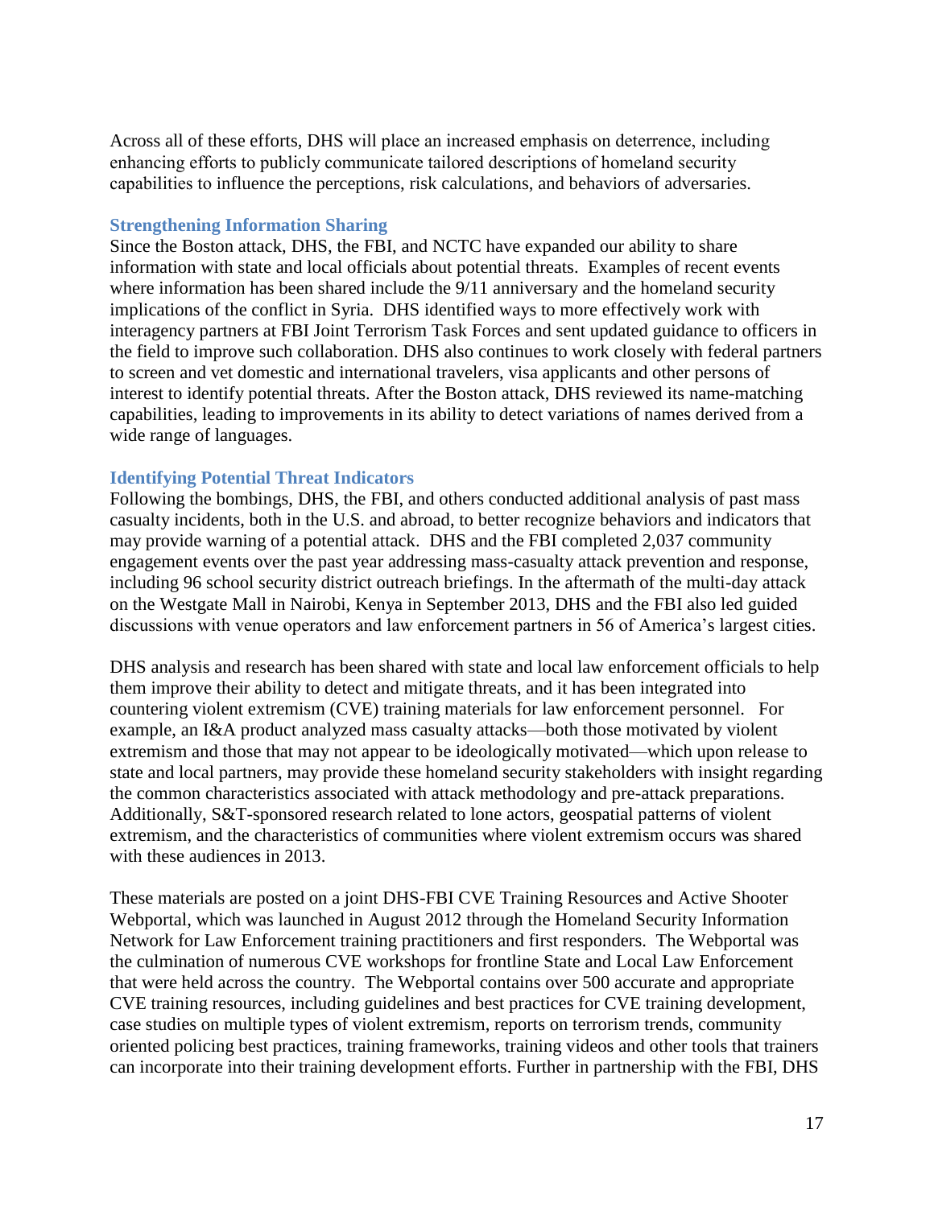Across all of these efforts, DHS will place an increased emphasis on deterrence, including enhancing efforts to publicly communicate tailored descriptions of homeland security capabilities to influence the perceptions, risk calculations, and behaviors of adversaries.

### Strengthening Information Sharing

Since the Boston attack, DHS, the FBI, and NCTC have expanded our ability to share information with state and local officials about potential threats. Examples of recent events where information has been shared include the 9/11 anniversary and the homeland security implications of the conflict in Syria. DHS identified ways to more effectively work with interagency partners at FBI Joint Terrorism Task Forces and sent updated guidance to officers in the field to improve such collaboration. DHS also continues to work closely with federal partners to screen and vet domestic and international travelers, visa applicants and other persons of interest to identify potential threats. After the Boston attack, DHS reviewed its name-matching capabilities, leading to improvements in its ability to detect variations of names derived from a wide range of languages.

### Identifying Potential Threat Indicators

Following the bombings, DHS, the FBI, and others conducted additional analysis of past mass casualty incidents, both in the U.S. and abroad, to better recognize behaviors and indicators that may provide warning of a potential attack. DHS and the FBI completed 2,037 community engagement events over the past year addressing mass-casualty attack prevention and response, including 96 school security district outreach briefings. In the aftermath of the multi-day attack on the Westgate Mall in Nairobi, Kenya in September 2013, DHS and the FBI also led guided discussions with venue operators and law enforcement partners in 56 of America's largest cities.

DHS analysis and research has been shared with state and local law enforcement officials to help them improve their ability to detect and mitigate threats, and it has been integrated into countering violent extremism (CVE) training materials for law enforcement personnel. For example, an I&A product analyzed mass casualty attacks—both those motivated by violent extremism and those that may not appear to be ideologically motivated—which upon release to state and local partners, may provide these homeland security stakeholders with insight regarding the common characteristics associated with attack methodology and pre-attack preparations. Additionally, S&T-sponsored research related to lone actors, geospatial patterns of violent extremism, and the characteristics of communities where violent extremism occurs was shared with these audiences in 2013.

These materials are posted on a joint DHS-FBI CVE Training Resources and Active Shooter Webportal, which was launched in August 2012 through the Homeland Security Information Network for Law Enforcement training practitioners and first responders. The Webportal was the culmination of numerous CVE workshops for frontline State and Local Law Enforcement that were held across the country. The Webportal contains over 500 accurate and appropriate CVE training resources, including guidelines and best practices for CVE training development, case studies on multiple types of violent extremism, reports on terrorism trends, community oriented policing best practices, training frameworks, training videos and other tools that trainers can incorporate into their training development efforts. Further in partnership with the FBI, DHS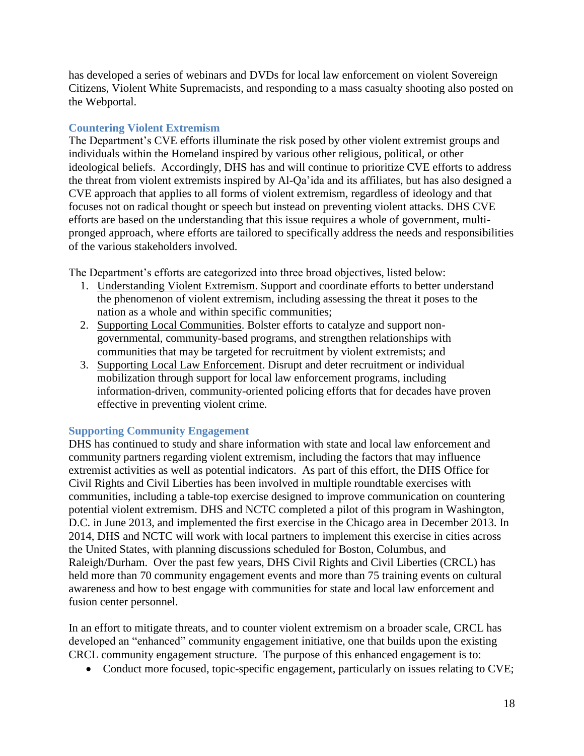has developed a series of webinars and DVDs for local law enforcement on violent Sovereign Citizens, Violent White Supremacists, and responding to a mass casualty shooting also posted on the Webportal.

### Countering Violent Extremism

The Department's CVE efforts illuminate the risk posed by other violent extremist groups and individuals within the Homeland inspired by various other religious, political, or other ideological beliefs. Accordingly, DHS has and will continue to prioritize CVE efforts to address the threat from violent extremists inspired by Al-Qa'ida and its affiliates, but has also designed a CVE approach that applies to all forms of violent extremism, regardless of ideology and that focuses not on radical thought or speech but instead on preventing violent attacks. DHS CVE efforts are based on the understanding that this issue requires a whole of government, multi-pronged approach, where efforts are tailored to specifically address the needs and responsibilities of the various stakeholders involved.

The Department's efforts are categorized into three broad objectives, listed below:

1. Understanding Violent Extremism. Support and coordinate efforts to better understand the phenomenon of violent extremism, including assessing the threat it poses to the nation as a whole and within specific communities;
2. Supporting Local Communities. Bolster efforts to catalyze and support non-governmental, community-based programs, and strengthen relationships with communities that may be targeted for recruitment by violent extremists; and
3. Supporting Local Law Enforcement. Disrupt and deter recruitment or individual mobilization through support for local law enforcement programs, including information-driven, community-oriented policing efforts that for decades have proven effective in preventing violent crime.

### Supporting Community Engagement

DHS has continued to study and share information with state and local law enforcement and community partners regarding violent extremism, including the factors that may influence extremist activities as well as potential indicators. As part of this effort, the DHS Office for Civil Rights and Civil Liberties has been involved in multiple roundtable exercises with communities, including a table-top exercise designed to improve communication on countering potential violent extremism. DHS and NCTC completed a pilot of this program in Washington, D.C. in June 2013, and implemented the first exercise in the Chicago area in December 2013. In 2014, DHS and NCTC will work with local partners to implement this exercise in cities across the United States, with planning discussions scheduled for Boston, Columbus, and Raleigh/Durham. Over the past few years, DHS Civil Rights and Civil Liberties (CRCL) has held more than 70 community engagement events and more than 75 training events on cultural awareness and how to best engage with communities for state and local law enforcement and fusion center personnel.

In an effort to mitigate threats, and to counter violent extremism on a broader scale, CRCL has developed an "enhanced" community engagement initiative, one that builds upon the existing CRCL community engagement structure. The purpose of this enhanced engagement is to:

- Conduct more focused, topic-specific engagement, particularly on issues relating to CVE;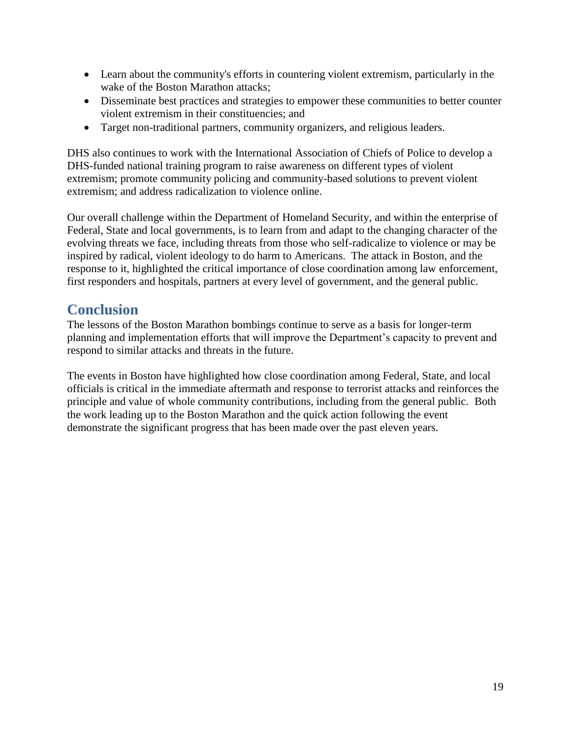- Learn about the community's efforts in countering violent extremism, particularly in the wake of the Boston Marathon attacks;
- Disseminate best practices and strategies to empower these communities to better counter violent extremism in their constituencies; and
- Target non-traditional partners, community organizers, and religious leaders.

DHS also continues to work with the International Association of Chiefs of Police to develop a DHS-funded national training program to raise awareness on different types of violent extremism; promote community policing and community-based solutions to prevent violent extremism; and address radicalization to violence online.

Our overall challenge within the Department of Homeland Security, and within the enterprise of Federal, State and local governments, is to learn from and adapt to the changing character of the evolving threats we face, including threats from those who self-radicalize to violence or may be inspired by radical, violent ideology to do harm to Americans. The attack in Boston, and the response to it, highlighted the critical importance of close coordination among law enforcement, first responders and hospitals, partners at every level of government, and the general public.

## Conclusion

The lessons of the Boston Marathon bombings continue to serve as a basis for longer-term planning and implementation efforts that will improve the Department's capacity to prevent and respond to similar attacks and threats in the future.

The events in Boston have highlighted how close coordination among Federal, State, and local officials is critical in the immediate aftermath and response to terrorist attacks and reinforces the principle and value of whole community contributions, including from the general public. Both the work leading up to the Boston Marathon and the quick action following the event demonstrate the significant progress that has been made over the past eleven years.